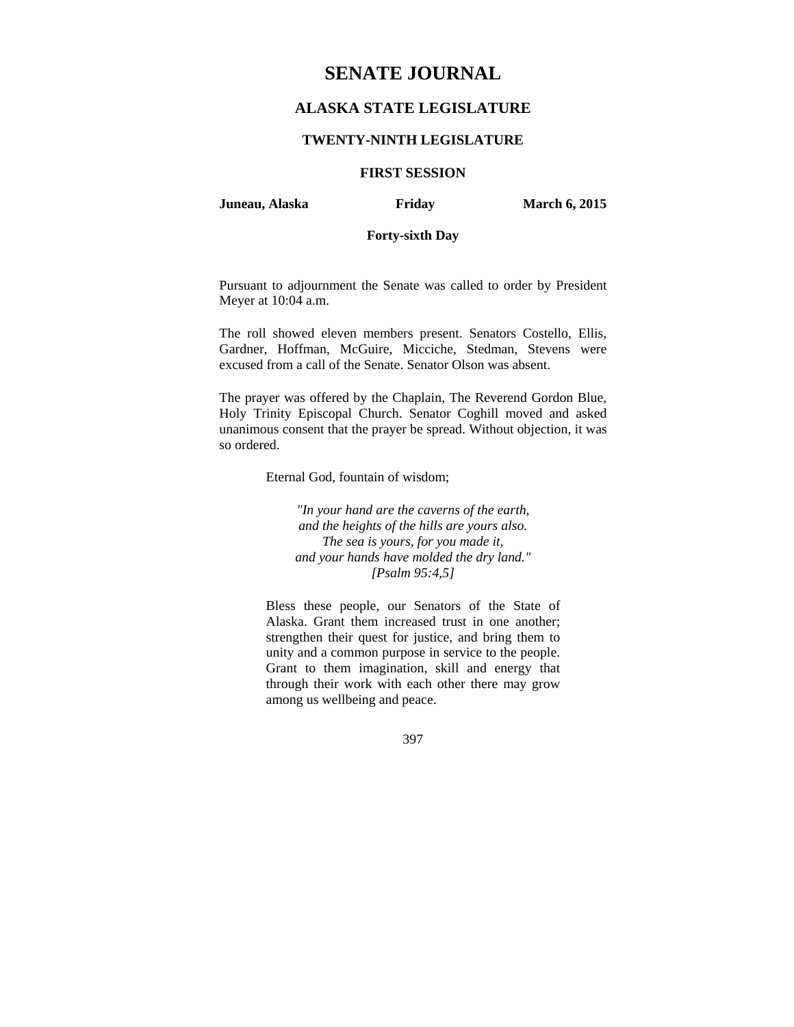# SENATE JOURNAL

## ALASKA STATE LEGISLATURE

### TWENTY-NINTH LEGISLATURE

### FIRST SESSION

**Juneau, Alaska** **Friday** **March 6, 2015**

**Forty-sixth Day**

Pursuant to adjournment the Senate was called to order by President Meyer at 10:04 a.m.

The roll showed eleven members present. Senators Costello, Ellis, Gardner, Hoffman, McGuire, Micciche, Stedman, Stevens were excused from a call of the Senate. Senator Olson was absent.

The prayer was offered by the Chaplain, The Reverend Gordon Blue, Holy Trinity Episcopal Church. Senator Coghill moved and asked unanimous consent that the prayer be spread. Without objection, it was so ordered.

> Eternal God, fountain of wisdom;
>
> *"In your hand are the caverns of the earth,*
> *and the heights of the hills are yours also.*
> *The sea is yours, for you made it,*
> *and your hands have molded the dry land."*
> *[Psalm 95:4,5]*
>
> Bless these people, our Senators of the State of Alaska. Grant them increased trust in one another; strengthen their quest for justice, and bring them to unity and a common purpose in service to the people. Grant to them imagination, skill and energy that through their work with each other there may grow among us wellbeing and peace.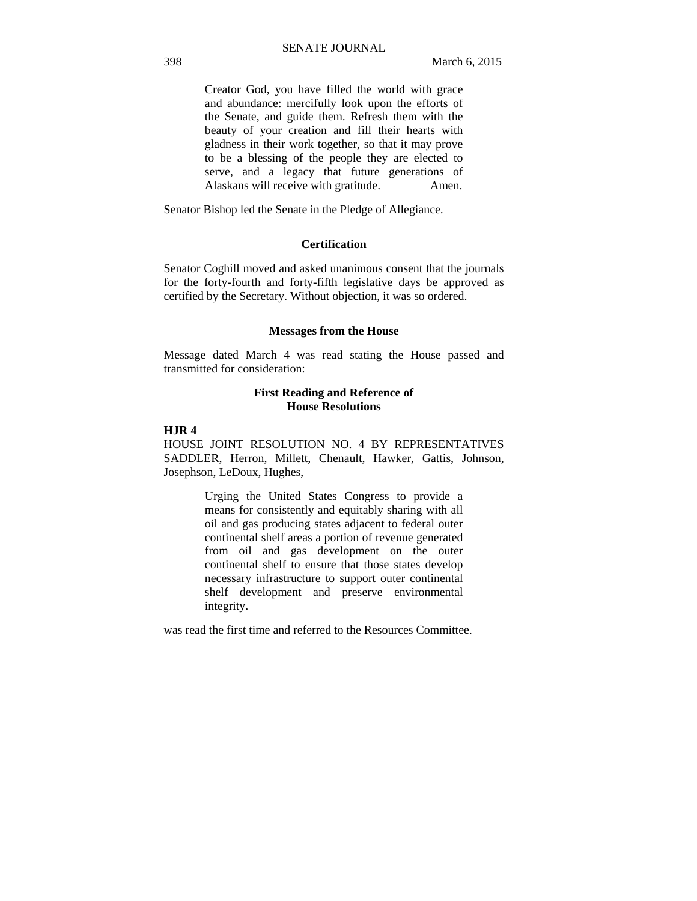Creator God, you have filled the world with grace and abundance: mercifully look upon the efforts of the Senate, and guide them. Refresh them with the beauty of your creation and fill their hearts with gladness in their work together, so that it may prove to be a blessing of the people they are elected to serve, and a legacy that future generations of Alaskans will receive with gratitude. Amen.

Senator Bishop led the Senate in the Pledge of Allegiance.

## Certification

Senator Coghill moved and asked unanimous consent that the journals for the forty-fourth and forty-fifth legislative days be approved as certified by the Secretary. Without objection, it was so ordered.

## Messages from the House

Message dated March 4 was read stating the House passed and transmitted for consideration:

### First Reading and Reference of House Resolutions

**HJR 4**

HOUSE JOINT RESOLUTION NO. 4 BY REPRESENTATIVES SADDLER, Herron, Millett, Chenault, Hawker, Gattis, Johnson, Josephson, LeDoux, Hughes,

> Urging the United States Congress to provide a means for consistently and equitably sharing with all oil and gas producing states adjacent to federal outer continental shelf areas a portion of revenue generated from oil and gas development on the outer continental shelf to ensure that those states develop necessary infrastructure to support outer continental shelf development and preserve environmental integrity.

was read the first time and referred to the Resources Committee.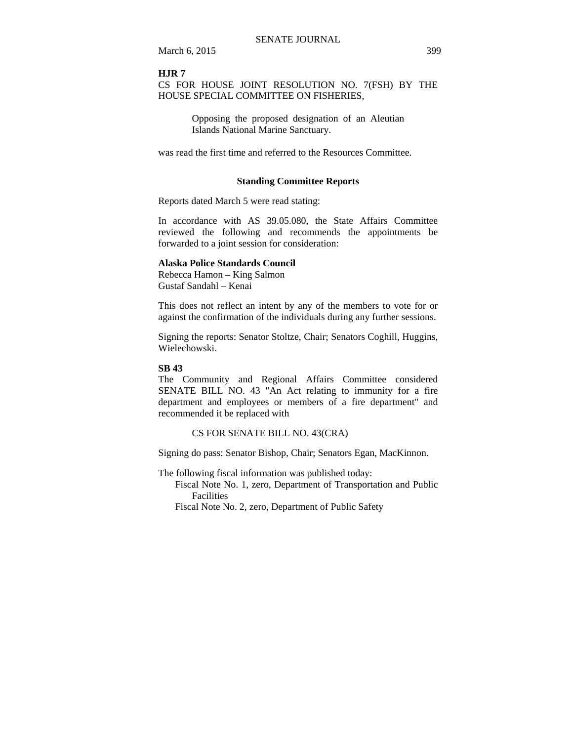**HJR 7**

CS FOR HOUSE JOINT RESOLUTION NO. 7(FSH) BY THE HOUSE SPECIAL COMMITTEE ON FISHERIES,

> Opposing the proposed designation of an Aleutian Islands National Marine Sanctuary.

was read the first time and referred to the Resources Committee.

## Standing Committee Reports

Reports dated March 5 were read stating:

In accordance with AS 39.05.080, the State Affairs Committee reviewed the following and recommends the appointments be forwarded to a joint session for consideration:

**Alaska Police Standards Council**
Rebecca Hamon – King Salmon
Gustaf Sandahl – Kenai

This does not reflect an intent by any of the members to vote for or against the confirmation of the individuals during any further sessions.

Signing the reports: Senator Stoltze, Chair; Senators Coghill, Huggins, Wielechowski.

**SB 43**

The Community and Regional Affairs Committee considered SENATE BILL NO. 43 "An Act relating to immunity for a fire department and employees or members of a fire department" and recommended it be replaced with

> CS FOR SENATE BILL NO. 43(CRA)

Signing do pass: Senator Bishop, Chair; Senators Egan, MacKinnon.

The following fiscal information was published today:

- Fiscal Note No. 1, zero, Department of Transportation and Public Facilities
- Fiscal Note No. 2, zero, Department of Public Safety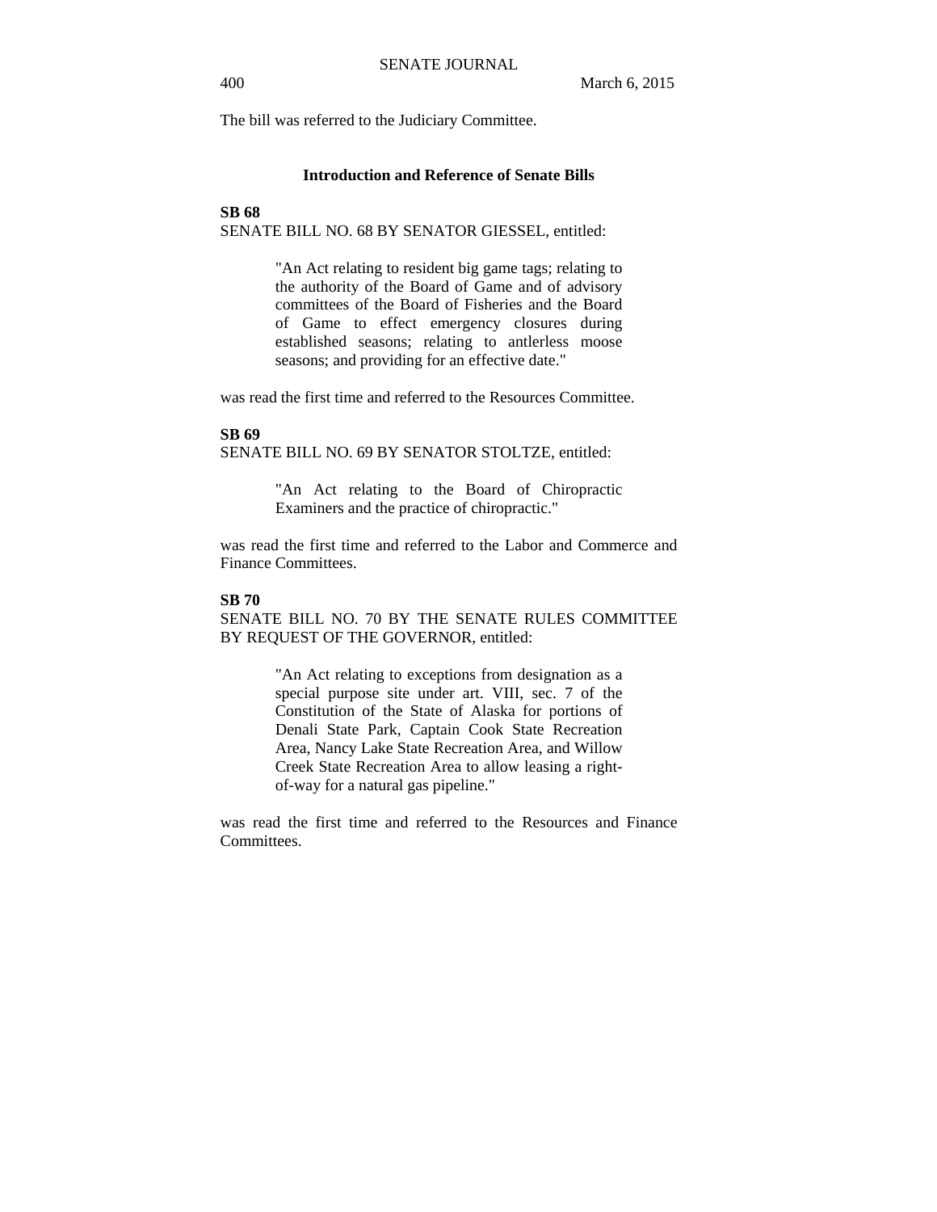The bill was referred to the Judiciary Committee.

## Introduction and Reference of Senate Bills

**SB 68**

SENATE BILL NO. 68 BY SENATOR GIESSEL, entitled:

> "An Act relating to resident big game tags; relating to the authority of the Board of Game and of advisory committees of the Board of Fisheries and the Board of Game to effect emergency closures during established seasons; relating to antlerless moose seasons; and providing for an effective date."

was read the first time and referred to the Resources Committee.

**SB 69**

SENATE BILL NO. 69 BY SENATOR STOLTZE, entitled:

> "An Act relating to the Board of Chiropractic Examiners and the practice of chiropractic."

was read the first time and referred to the Labor and Commerce and Finance Committees.

**SB 70**

SENATE BILL NO. 70 BY THE SENATE RULES COMMITTEE BY REQUEST OF THE GOVERNOR, entitled:

> "An Act relating to exceptions from designation as a special purpose site under art. VIII, sec. 7 of the Constitution of the State of Alaska for portions of Denali State Park, Captain Cook State Recreation Area, Nancy Lake State Recreation Area, and Willow Creek State Recreation Area to allow leasing a right-of-way for a natural gas pipeline."

was read the first time and referred to the Resources and Finance Committees.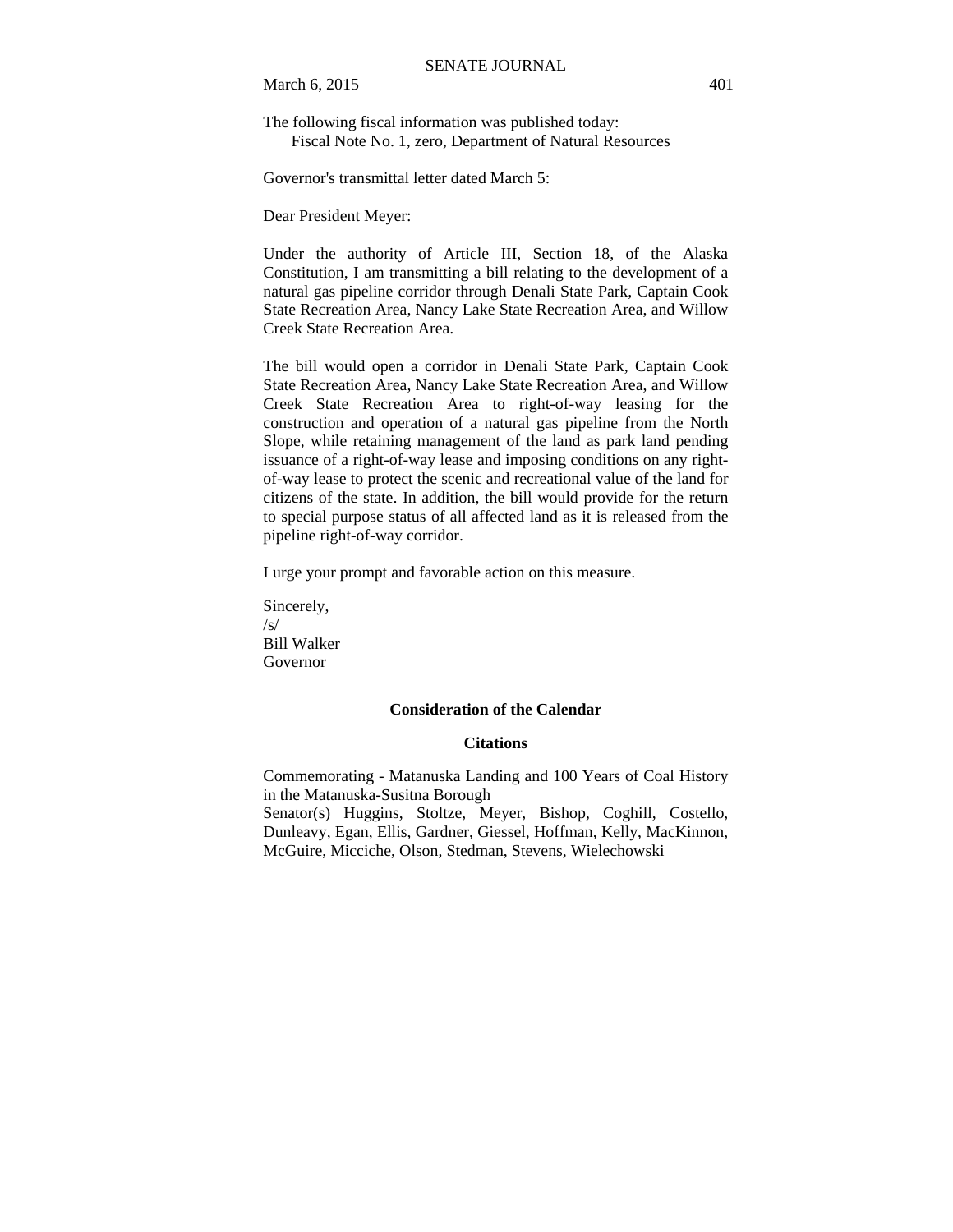The following fiscal information was published today:
Fiscal Note No. 1, zero, Department of Natural Resources

Governor's transmittal letter dated March 5:

Dear President Meyer:

Under the authority of Article III, Section 18, of the Alaska Constitution, I am transmitting a bill relating to the development of a natural gas pipeline corridor through Denali State Park, Captain Cook State Recreation Area, Nancy Lake State Recreation Area, and Willow Creek State Recreation Area.

The bill would open a corridor in Denali State Park, Captain Cook State Recreation Area, Nancy Lake State Recreation Area, and Willow Creek State Recreation Area to right-of-way leasing for the construction and operation of a natural gas pipeline from the North Slope, while retaining management of the land as park land pending issuance of a right-of-way lease and imposing conditions on any right-of-way lease to protect the scenic and recreational value of the land for citizens of the state. In addition, the bill would provide for the return to special purpose status of all affected land as it is released from the pipeline right-of-way corridor.

I urge your prompt and favorable action on this measure.

Sincerely,
/s/
Bill Walker
Governor

**Consideration of the Calendar**

**Citations**

Commemorating - Matanuska Landing and 100 Years of Coal History in the Matanuska-Susitna Borough
Senator(s) Huggins, Stoltze, Meyer, Bishop, Coghill, Costello, Dunleavy, Egan, Ellis, Gardner, Giessel, Hoffman, Kelly, MacKinnon, McGuire, Micciche, Olson, Stedman, Stevens, Wielechowski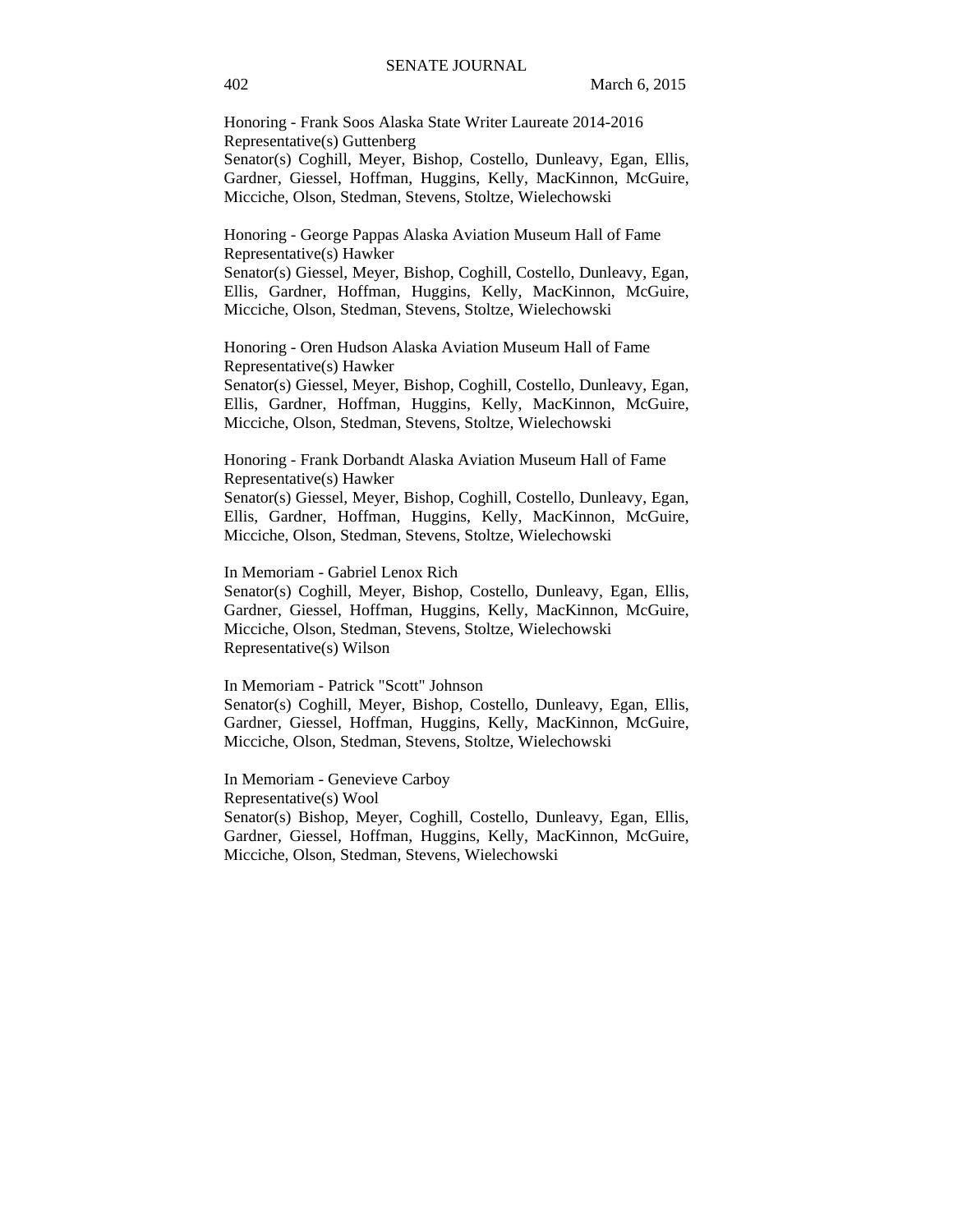Honoring - Frank Soos Alaska State Writer Laureate 2014-2016
Representative(s) Guttenberg
Senator(s) Coghill, Meyer, Bishop, Costello, Dunleavy, Egan, Ellis, Gardner, Giessel, Hoffman, Huggins, Kelly, MacKinnon, McGuire, Micciche, Olson, Stedman, Stevens, Stoltze, Wielechowski

Honoring - George Pappas Alaska Aviation Museum Hall of Fame
Representative(s) Hawker
Senator(s) Giessel, Meyer, Bishop, Coghill, Costello, Dunleavy, Egan, Ellis, Gardner, Hoffman, Huggins, Kelly, MacKinnon, McGuire, Micciche, Olson, Stedman, Stevens, Stoltze, Wielechowski

Honoring - Oren Hudson Alaska Aviation Museum Hall of Fame
Representative(s) Hawker
Senator(s) Giessel, Meyer, Bishop, Coghill, Costello, Dunleavy, Egan, Ellis, Gardner, Hoffman, Huggins, Kelly, MacKinnon, McGuire, Micciche, Olson, Stedman, Stevens, Stoltze, Wielechowski

Honoring - Frank Dorbandt Alaska Aviation Museum Hall of Fame
Representative(s) Hawker
Senator(s) Giessel, Meyer, Bishop, Coghill, Costello, Dunleavy, Egan, Ellis, Gardner, Hoffman, Huggins, Kelly, MacKinnon, McGuire, Micciche, Olson, Stedman, Stevens, Stoltze, Wielechowski

In Memoriam - Gabriel Lenox Rich
Senator(s) Coghill, Meyer, Bishop, Costello, Dunleavy, Egan, Ellis, Gardner, Giessel, Hoffman, Huggins, Kelly, MacKinnon, McGuire, Micciche, Olson, Stedman, Stevens, Stoltze, Wielechowski
Representative(s) Wilson

In Memoriam - Patrick "Scott" Johnson
Senator(s) Coghill, Meyer, Bishop, Costello, Dunleavy, Egan, Ellis, Gardner, Giessel, Hoffman, Huggins, Kelly, MacKinnon, McGuire, Micciche, Olson, Stedman, Stevens, Stoltze, Wielechowski

In Memoriam - Genevieve Carboy
Representative(s) Wool
Senator(s) Bishop, Meyer, Coghill, Costello, Dunleavy, Egan, Ellis, Gardner, Giessel, Hoffman, Huggins, Kelly, MacKinnon, McGuire, Micciche, Olson, Stedman, Stevens, Wielechowski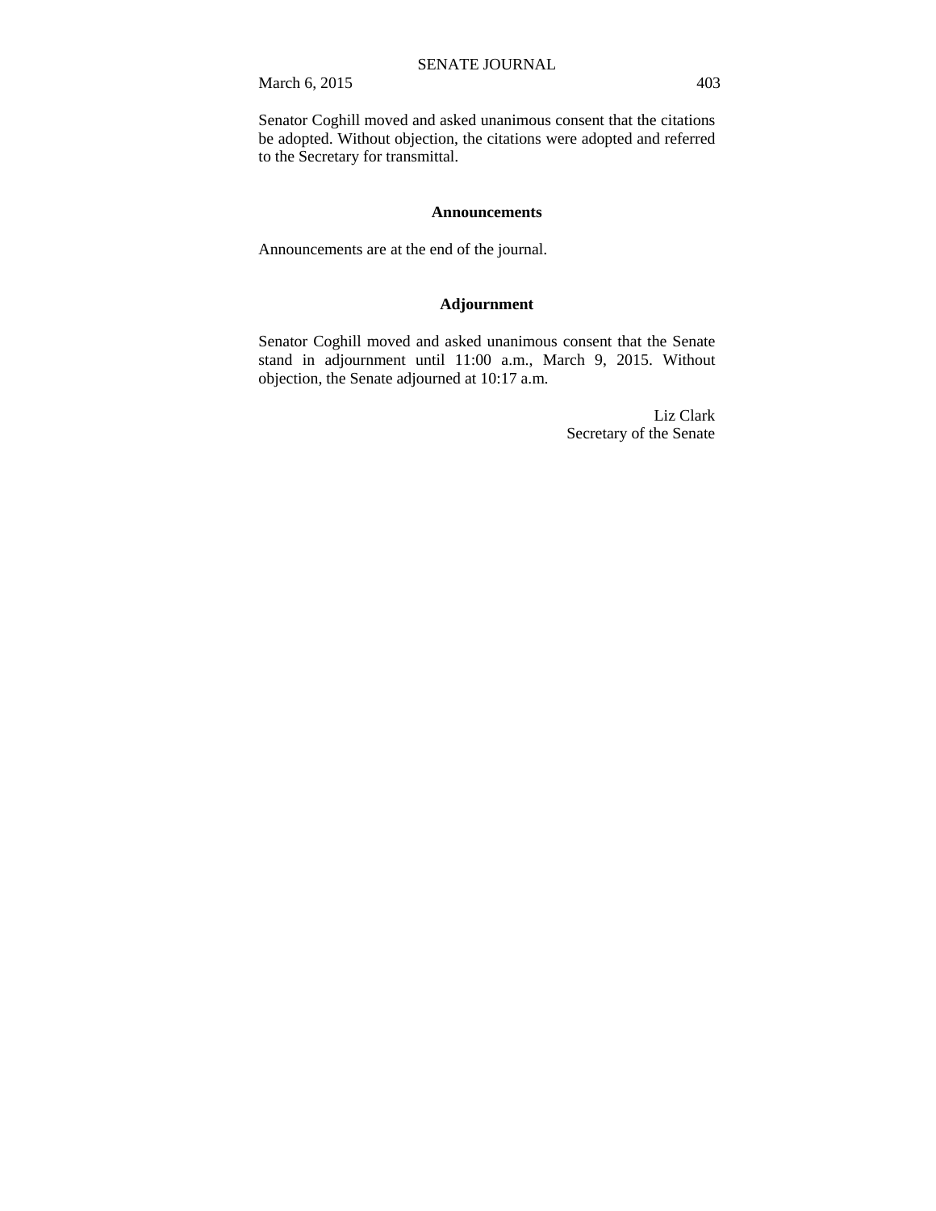Senator Coghill moved and asked unanimous consent that the citations be adopted. Without objection, the citations were adopted and referred to the Secretary for transmittal.

## Announcements

Announcements are at the end of the journal.

## Adjournment

Senator Coghill moved and asked unanimous consent that the Senate stand in adjournment until 11:00 a.m., March 9, 2015. Without objection, the Senate adjourned at 10:17 a.m.

Liz Clark
Secretary of the Senate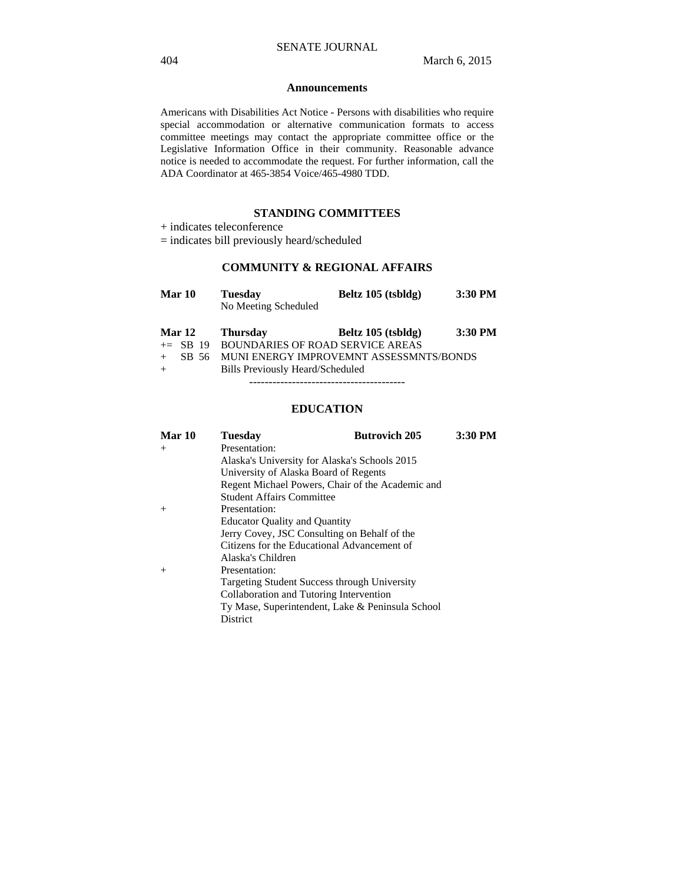## Announcements

Americans with Disabilities Act Notice - Persons with disabilities who require special accommodation or alternative communication formats to access committee meetings may contact the appropriate committee office or the Legislative Information Office in their community. Reasonable advance notice is needed to accommodate the request. For further information, call the ADA Coordinator at 465-3854 Voice/465-4980 TDD.

## STANDING COMMITTEES

+ indicates teleconference
= indicates bill previously heard/scheduled

### COMMUNITY & REGIONAL AFFAIRS

| **Mar 10** | **Tuesday** | **Beltz 105 (tsbldg)** | **3:30 PM** |
|---|---|---|---|
| | No Meeting Scheduled | | |

| **Mar 12** | **Thursday** | **Beltz 105 (tsbldg)** | **3:30 PM** |
|---|---|---|---|
| += SB 19 | BOUNDARIES OF ROAD SERVICE AREAS | | |
| + SB 56 | MUNI ENERGY IMPROVEMNT ASSESSMNTS/BONDS | | |
| + | Bills Previously Heard/Scheduled | | |

----------------------------------------

### EDUCATION

| **Mar 10** | **Tuesday** | **Butrovich 205** | **3:30 PM** |
|---|---|---|---|
| + | Presentation:<br>Alaska's University for Alaska's Schools 2015<br>University of Alaska Board of Regents<br>Regent Michael Powers, Chair of the Academic and Student Affairs Committee | | |
| + | Presentation:<br>Educator Quality and Quantity<br>Jerry Covey, JSC Consulting on Behalf of the Citizens for the Educational Advancement of Alaska's Children | | |
| + | Presentation:<br>Targeting Student Success through University Collaboration and Tutoring Intervention<br>Ty Mase, Superintendent, Lake & Peninsula School District | | |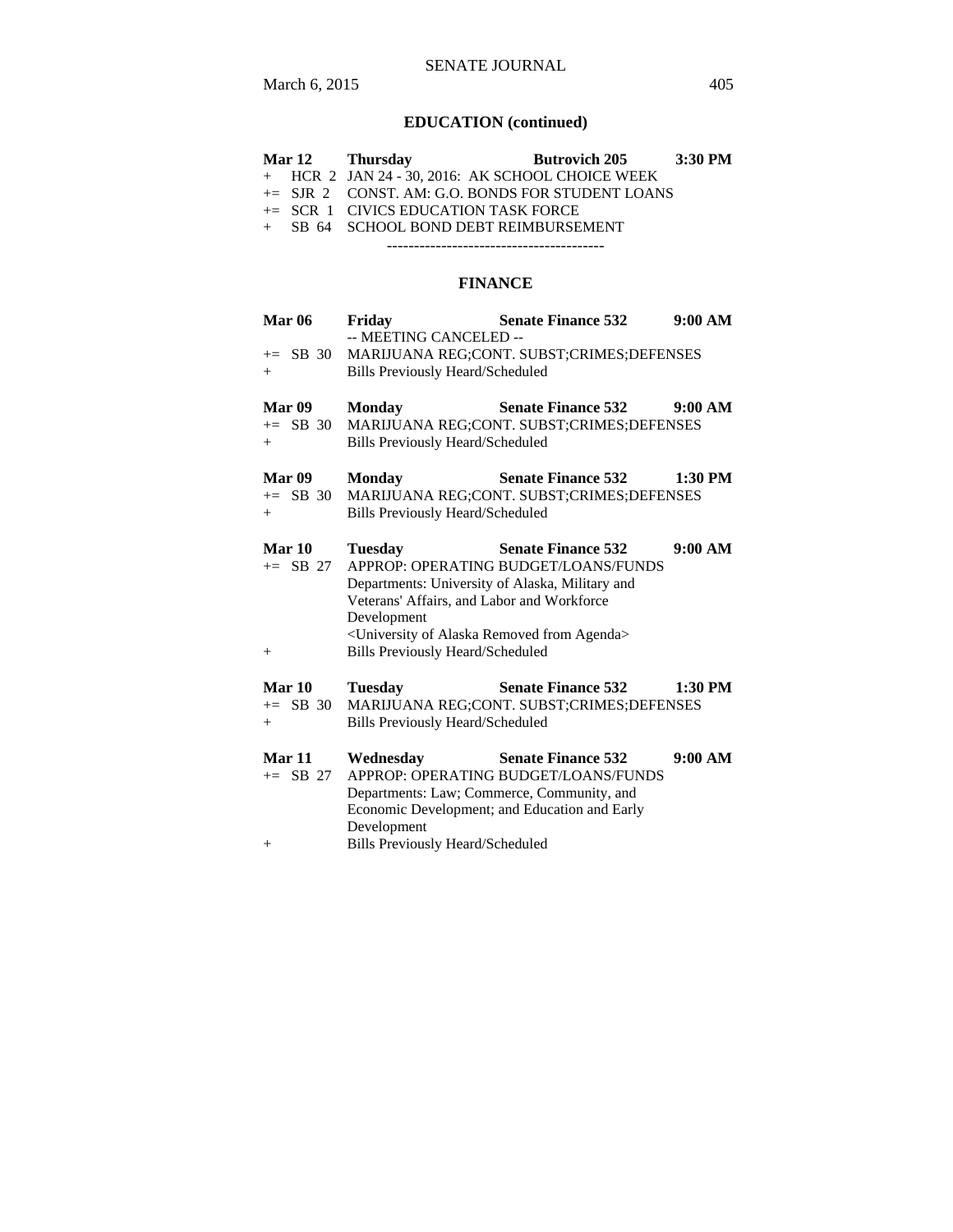## EDUCATION (continued)

**Mar 12 Thursday Butrovich 205 3:30 PM**

+ HCR 2 JAN 24 - 30, 2016: AK SCHOOL CHOICE WEEK
+= SJR 2 CONST. AM: G.O. BONDS FOR STUDENT LOANS
+= SCR 1 CIVICS EDUCATION TASK FORCE
+ SB 64 SCHOOL BOND DEBT REIMBURSEMENT

----------------------------------------

## FINANCE

**Mar 06 Friday Senate Finance 532 9:00 AM**

-- MEETING CANCELED --
+= SB 30 MARIJUANA REG;CONT. SUBST;CRIMES;DEFENSES
+ Bills Previously Heard/Scheduled

**Mar 09 Monday Senate Finance 532 9:00 AM**

+= SB 30 MARIJUANA REG;CONT. SUBST;CRIMES;DEFENSES
+ Bills Previously Heard/Scheduled

**Mar 09 Monday Senate Finance 532 1:30 PM**

+= SB 30 MARIJUANA REG;CONT. SUBST;CRIMES;DEFENSES
+ Bills Previously Heard/Scheduled

**Mar 10 Tuesday Senate Finance 532 9:00 AM**

+= SB 27 APPROP: OPERATING BUDGET/LOANS/FUNDS
Departments: University of Alaska, Military and Veterans' Affairs, and Labor and Workforce Development
<University of Alaska Removed from Agenda>
+ Bills Previously Heard/Scheduled

**Mar 10 Tuesday Senate Finance 532 1:30 PM**

+= SB 30 MARIJUANA REG;CONT. SUBST;CRIMES;DEFENSES
+ Bills Previously Heard/Scheduled

**Mar 11 Wednesday Senate Finance 532 9:00 AM**

+= SB 27 APPROP: OPERATING BUDGET/LOANS/FUNDS
Departments: Law; Commerce, Community, and Economic Development; and Education and Early Development
+ Bills Previously Heard/Scheduled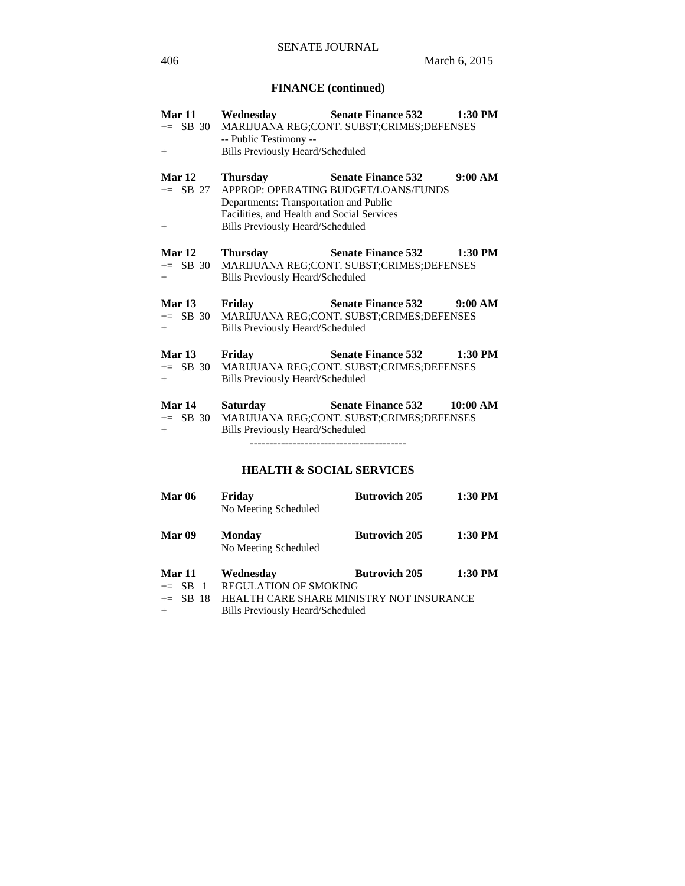## FINANCE (continued)

**Mar 11** **Wednesday** **Senate Finance 532** **1:30 PM**
+= SB 30 MARIJUANA REG;CONT. SUBST;CRIMES;DEFENSES
-- Public Testimony --
+ Bills Previously Heard/Scheduled

**Mar 12** **Thursday** **Senate Finance 532** **9:00 AM**
+= SB 27 APPROP: OPERATING BUDGET/LOANS/FUNDS
Departments: Transportation and Public Facilities, and Health and Social Services
+ Bills Previously Heard/Scheduled

**Mar 12** **Thursday** **Senate Finance 532** **1:30 PM**
+= SB 30 MARIJUANA REG;CONT. SUBST;CRIMES;DEFENSES
+ Bills Previously Heard/Scheduled

**Mar 13** **Friday** **Senate Finance 532** **9:00 AM**
+= SB 30 MARIJUANA REG;CONT. SUBST;CRIMES;DEFENSES
+ Bills Previously Heard/Scheduled

**Mar 13** **Friday** **Senate Finance 532** **1:30 PM**
+= SB 30 MARIJUANA REG;CONT. SUBST;CRIMES;DEFENSES
+ Bills Previously Heard/Scheduled

**Mar 14** **Saturday** **Senate Finance 532** **10:00 AM**
+= SB 30 MARIJUANA REG;CONT. SUBST;CRIMES;DEFENSES
+ Bills Previously Heard/Scheduled

----------------------------------------

## HEALTH & SOCIAL SERVICES

**Mar 06** **Friday** **Butrovich 205** **1:30 PM**
No Meeting Scheduled

**Mar 09** **Monday** **Butrovich 205** **1:30 PM**
No Meeting Scheduled

**Mar 11** **Wednesday** **Butrovich 205** **1:30 PM**
+= SB 1 REGULATION OF SMOKING
+= SB 18 HEALTH CARE SHARE MINISTRY NOT INSURANCE
+ Bills Previously Heard/Scheduled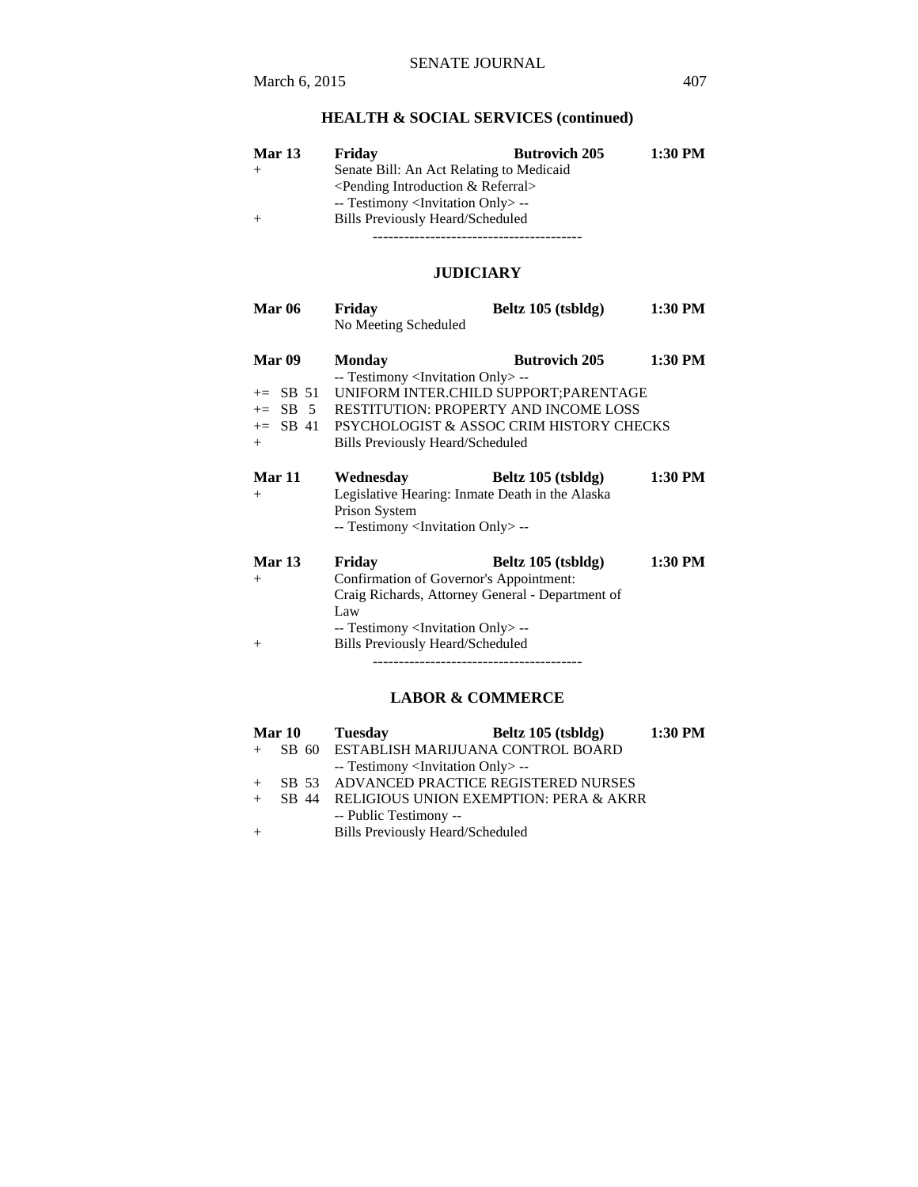## HEALTH & SOCIAL SERVICES (continued)

| | | | |
|---|---|---|---|
| **Mar 13** | **Friday** | **Butrovich 205** | **1:30 PM** |
| + | Senate Bill: An Act Relating to Medicaid | | |
| | <Pending Introduction & Referral> | | |
| | -- Testimony <Invitation Only> -- | | |
| + | Bills Previously Heard/Scheduled | | |

----------------------------------------

## JUDICIARY

| | | | |
|---|---|---|---|
| **Mar 06** | **Friday** | **Beltz 105 (tsbldg)** | **1:30 PM** |
| | No Meeting Scheduled | | |
| **Mar 09** | **Monday** | **Butrovich 205** | **1:30 PM** |
| | -- Testimony <Invitation Only> -- | | |
| += SB 51 | UNIFORM INTER.CHILD SUPPORT;PARENTAGE | | |
| += SB 5 | RESTITUTION: PROPERTY AND INCOME LOSS | | |
| += SB 41 | PSYCHOLOGIST & ASSOC CRIM HISTORY CHECKS | | |
| + | Bills Previously Heard/Scheduled | | |
| **Mar 11** | **Wednesday** | **Beltz 105 (tsbldg)** | **1:30 PM** |
| + | Legislative Hearing: Inmate Death in the Alaska Prison System | | |
| | -- Testimony <Invitation Only> -- | | |
| **Mar 13** | **Friday** | **Beltz 105 (tsbldg)** | **1:30 PM** |
| + | Confirmation of Governor's Appointment: Craig Richards, Attorney General - Department of Law | | |
| | -- Testimony <Invitation Only> -- | | |
| + | Bills Previously Heard/Scheduled | | |

----------------------------------------

## LABOR & COMMERCE

| | | | |
|---|---|---|---|
| **Mar 10** | **Tuesday** | **Beltz 105 (tsbldg)** | **1:30 PM** |
| + SB 60 | ESTABLISH MARIJUANA CONTROL BOARD | | |
| | -- Testimony <Invitation Only> -- | | |
| + SB 53 | ADVANCED PRACTICE REGISTERED NURSES | | |
| + SB 44 | RELIGIOUS UNION EXEMPTION: PERA & AKRR | | |
| | -- Public Testimony -- | | |
| + | Bills Previously Heard/Scheduled | | |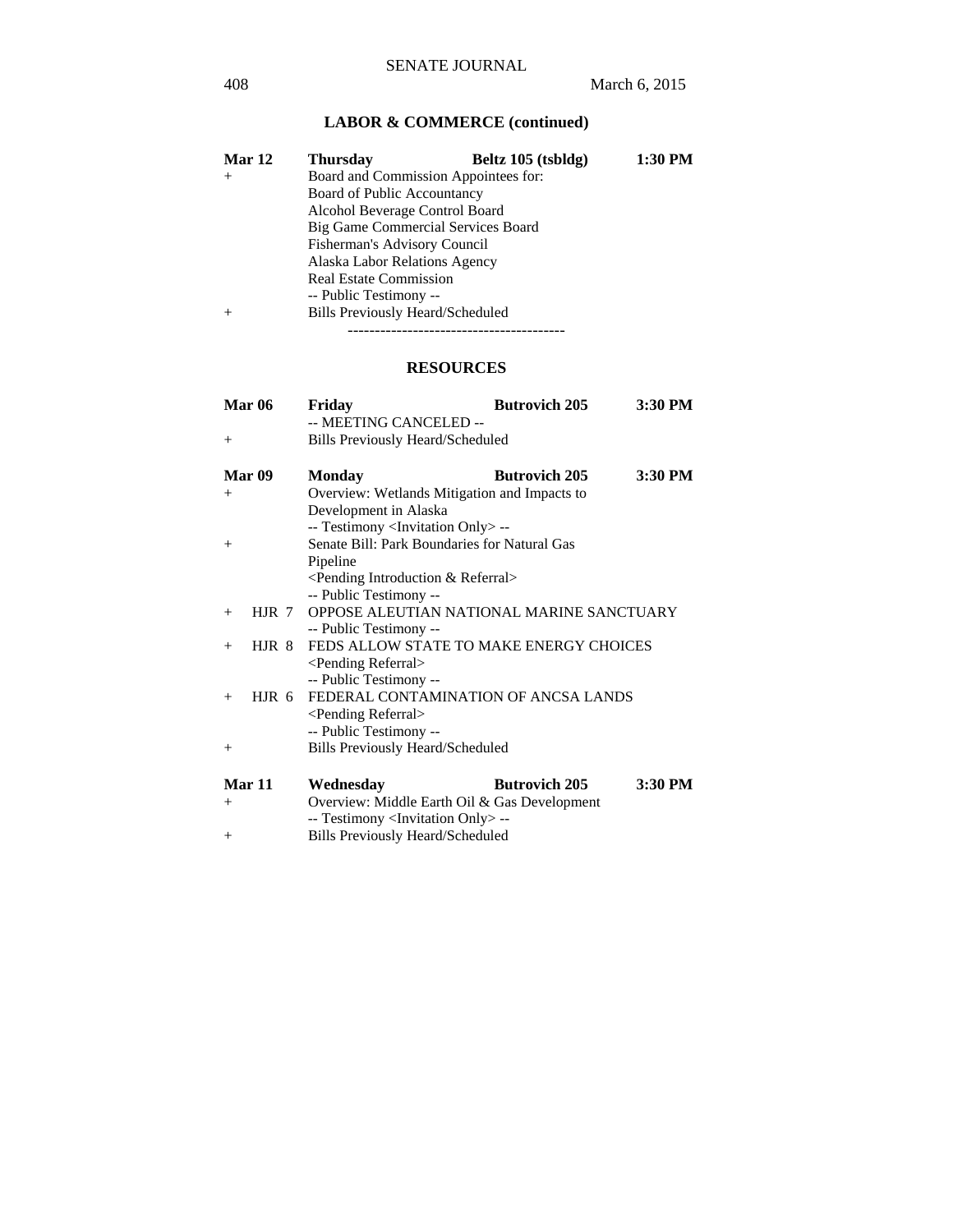## LABOR & COMMERCE (continued)

| | | | |
|---|---|---|---|
| **Mar 12** | **Thursday** | **Beltz 105 (tsbldg)** | **1:30 PM** |
| + | Board and Commission Appointees for:<br>Board of Public Accountancy<br>Alcohol Beverage Control Board<br>Big Game Commercial Services Board<br>Fisherman's Advisory Council<br>Alaska Labor Relations Agency<br>Real Estate Commission<br>-- Public Testimony -- | | |
| + | Bills Previously Heard/Scheduled | | |

----------------------------------------

## RESOURCES

| | | | |
|---|---|---|---|
| **Mar 06** | **Friday** | **Butrovich 205** | **3:30 PM** |
| | -- MEETING CANCELED -- | | |
| + | Bills Previously Heard/Scheduled | | |
| **Mar 09** | **Monday** | **Butrovich 205** | **3:30 PM** |
| + | Overview: Wetlands Mitigation and Impacts to Development in Alaska<br>-- Testimony <Invitation Only> -- | | |
| + | Senate Bill: Park Boundaries for Natural Gas Pipeline<br><Pending Introduction & Referral><br>-- Public Testimony -- | | |
| + HJR 7 | OPPOSE ALEUTIAN NATIONAL MARINE SANCTUARY<br>-- Public Testimony -- | | |
| + HJR 8 | FEDS ALLOW STATE TO MAKE ENERGY CHOICES<br><Pending Referral><br>-- Public Testimony -- | | |
| + HJR 6 | FEDERAL CONTAMINATION OF ANCSA LANDS<br><Pending Referral><br>-- Public Testimony -- | | |
| + | Bills Previously Heard/Scheduled | | |
| **Mar 11** | **Wednesday** | **Butrovich 205** | **3:30 PM** |
| + | Overview: Middle Earth Oil & Gas Development<br>-- Testimony <Invitation Only> -- | | |
| + | Bills Previously Heard/Scheduled | | |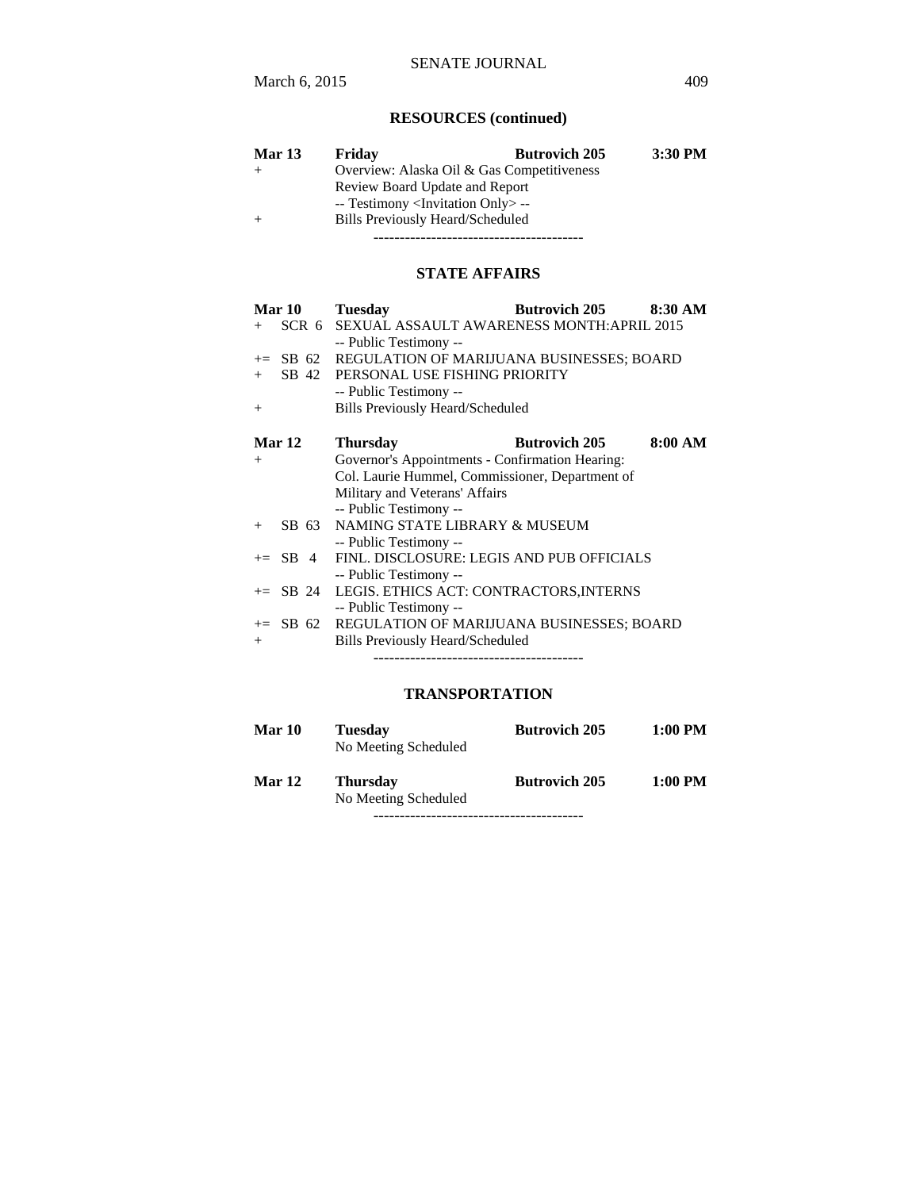## RESOURCES (continued)

| | | | |
|---|---|---|---|
| **Mar 13** | **Friday** | **Butrovich 205** | **3:30 PM** |
| + | Overview: Alaska Oil & Gas Competitiveness Review Board Update and Report<br>-- Testimony <Invitation Only> -- | | |
| + | Bills Previously Heard/Scheduled | | |

----------------------------------------

## STATE AFFAIRS

| | | | |
|---|---|---|---|
| **Mar 10** | **Tuesday** | **Butrovich 205** | **8:30 AM** |
| + SCR 6 | SEXUAL ASSAULT AWARENESS MONTH:APRIL 2015<br>-- Public Testimony -- | | |
| += SB 62 | REGULATION OF MARIJUANA BUSINESSES; BOARD | | |
| + SB 42 | PERSONAL USE FISHING PRIORITY<br>-- Public Testimony -- | | |
| + | Bills Previously Heard/Scheduled | | |

| | | | |
|---|---|---|---|
| **Mar 12** | **Thursday** | **Butrovich 205** | **8:00 AM** |
| + | Governor's Appointments - Confirmation Hearing:<br>Col. Laurie Hummel, Commissioner, Department of Military and Veterans' Affairs<br>-- Public Testimony -- | | |
| + SB 63 | NAMING STATE LIBRARY & MUSEUM<br>-- Public Testimony -- | | |
| += SB 4 | FINL. DISCLOSURE: LEGIS AND PUB OFFICIALS<br>-- Public Testimony -- | | |
| += SB 24 | LEGIS. ETHICS ACT: CONTRACTORS,INTERNS<br>-- Public Testimony -- | | |
| += SB 62 | REGULATION OF MARIJUANA BUSINESSES; BOARD | | |
| + | Bills Previously Heard/Scheduled | | |

----------------------------------------

## TRANSPORTATION

| | | | |
|---|---|---|---|
| **Mar 10** | **Tuesday**<br>No Meeting Scheduled | **Butrovich 205** | **1:00 PM** |
| **Mar 12** | **Thursday**<br>No Meeting Scheduled | **Butrovich 205** | **1:00 PM** |

----------------------------------------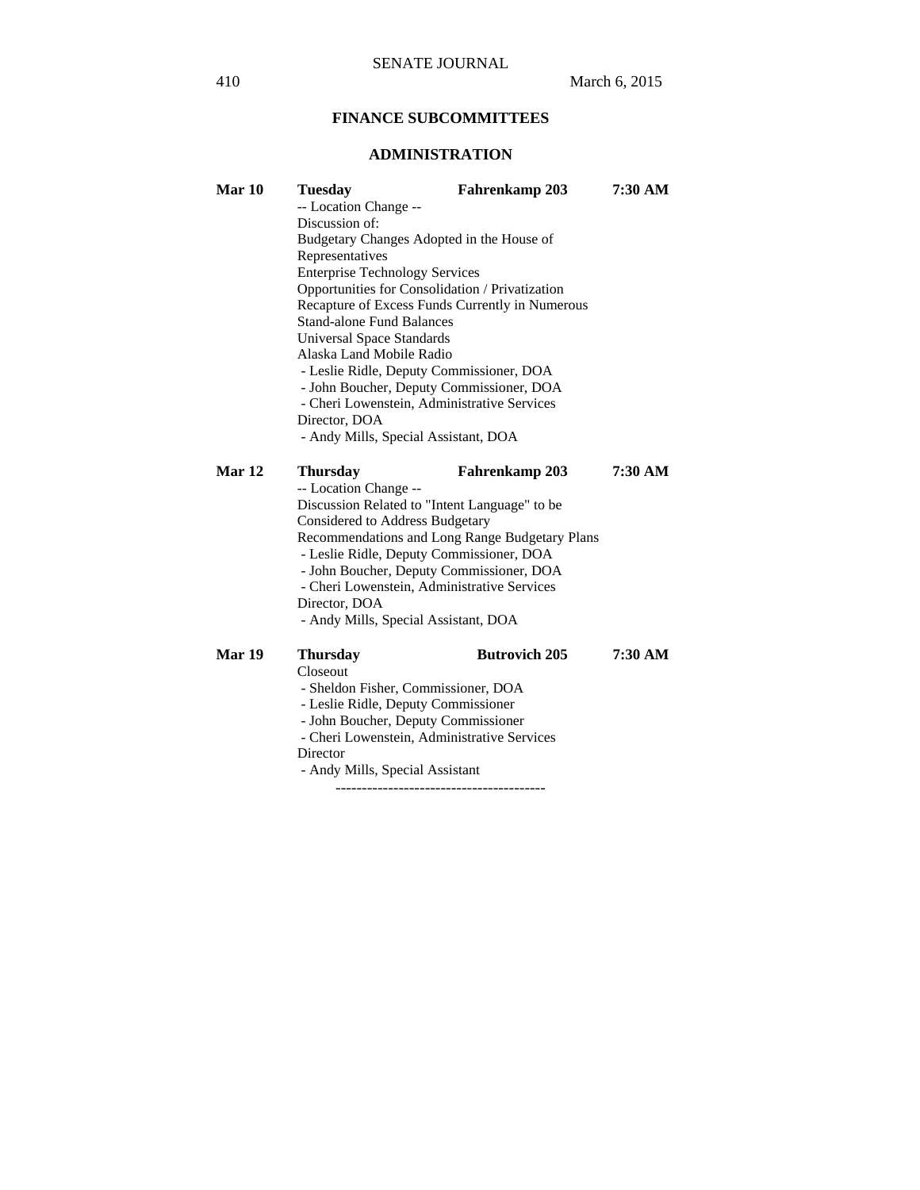## FINANCE SUBCOMMITTEES

### ADMINISTRATION

**Mar 10** **Tuesday** **Fahrenkamp 203** **7:30 AM**

-- Location Change --
Discussion of:
Budgetary Changes Adopted in the House of Representatives
Enterprise Technology Services
Opportunities for Consolidation / Privatization
Recapture of Excess Funds Currently in Numerous Stand-alone Fund Balances
Universal Space Standards
Alaska Land Mobile Radio

- Leslie Ridle, Deputy Commissioner, DOA
- John Boucher, Deputy Commissioner, DOA
- Cheri Lowenstein, Administrative Services Director, DOA
- Andy Mills, Special Assistant, DOA

**Mar 12** **Thursday** **Fahrenkamp 203** **7:30 AM**

-- Location Change --
Discussion Related to "Intent Language" to be Considered to Address Budgetary Recommendations and Long Range Budgetary Plans

- Leslie Ridle, Deputy Commissioner, DOA
- John Boucher, Deputy Commissioner, DOA
- Cheri Lowenstein, Administrative Services Director, DOA
- Andy Mills, Special Assistant, DOA

**Mar 19** **Thursday** **Butrovich 205** **7:30 AM**

Closeout

- Sheldon Fisher, Commissioner, DOA
- Leslie Ridle, Deputy Commissioner
- John Boucher, Deputy Commissioner
- Cheri Lowenstein, Administrative Services Director
- Andy Mills, Special Assistant

----------------------------------------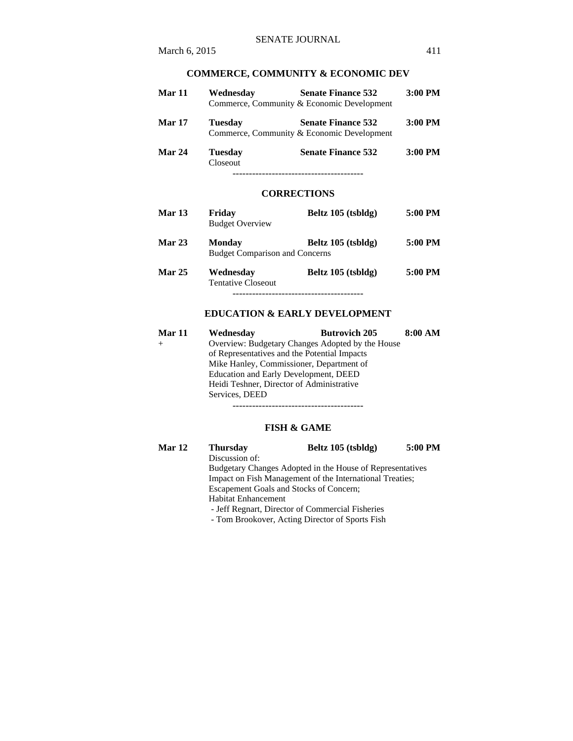### COMMERCE, COMMUNITY & ECONOMIC DEV

**Mar 11** **Wednesday** **Senate Finance 532** **3:00 PM**
Commerce, Community & Economic Development

**Mar 17** **Tuesday** **Senate Finance 532** **3:00 PM**
Commerce, Community & Economic Development

**Mar 24** **Tuesday** **Senate Finance 532** **3:00 PM**
Closeout

----------------------------------------

### CORRECTIONS

**Mar 13** **Friday** **Beltz 105 (tsbldg)** **5:00 PM**
Budget Overview

**Mar 23** **Monday** **Beltz 105 (tsbldg)** **5:00 PM**
Budget Comparison and Concerns

**Mar 25** **Wednesday** **Beltz 105 (tsbldg)** **5:00 PM**
Tentative Closeout

----------------------------------------

### EDUCATION & EARLY DEVELOPMENT

**Mar 11** **Wednesday** **Butrovich 205** **8:00 AM**
+ Overview: Budgetary Changes Adopted by the House of Representatives and the Potential Impacts
Mike Hanley, Commissioner, Department of Education and Early Development, DEED
Heidi Teshner, Director of Administrative Services, DEED

----------------------------------------

### FISH & GAME

**Mar 12** **Thursday** **Beltz 105 (tsbldg)** **5:00 PM**
Discussion of:
Budgetary Changes Adopted in the House of Representatives
Impact on Fish Management of the International Treaties;
Escapement Goals and Stocks of Concern;
Habitat Enhancement
- Jeff Regnart, Director of Commercial Fisheries
- Tom Brookover, Acting Director of Sports Fish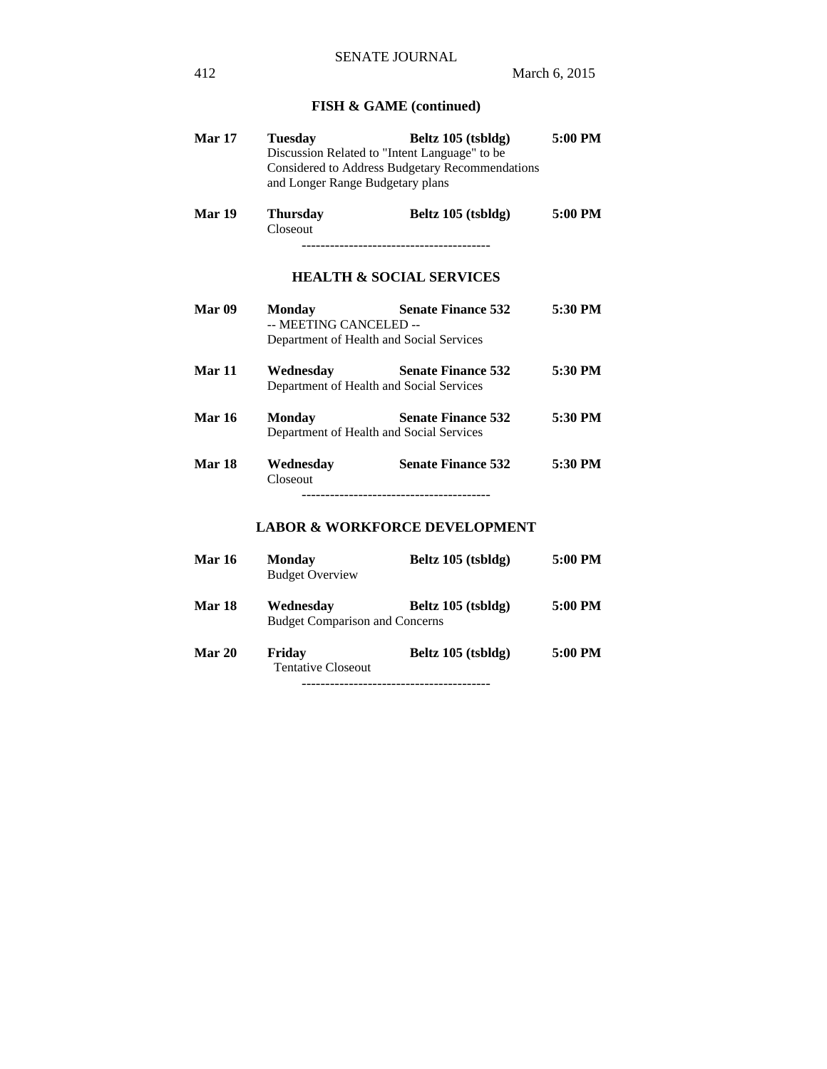## FISH & GAME (continued)

**Mar 17** **Tuesday** **Beltz 105 (tsbldg)** **5:00 PM**
Discussion Related to "Intent Language" to be Considered to Address Budgetary Recommendations and Longer Range Budgetary plans

**Mar 19** **Thursday** **Beltz 105 (tsbldg)** **5:00 PM**
Closeout

----------------------------------------

## HEALTH & SOCIAL SERVICES

**Mar 09** **Monday** **Senate Finance 532** **5:30 PM**
-- MEETING CANCELED --
Department of Health and Social Services

**Mar 11** **Wednesday** **Senate Finance 532** **5:30 PM**
Department of Health and Social Services

**Mar 16** **Monday** **Senate Finance 532** **5:30 PM**
Department of Health and Social Services

**Mar 18** **Wednesday** **Senate Finance 532** **5:30 PM**
Closeout

----------------------------------------

## LABOR & WORKFORCE DEVELOPMENT

**Mar 16** **Monday** **Beltz 105 (tsbldg)** **5:00 PM**
Budget Overview

**Mar 18** **Wednesday** **Beltz 105 (tsbldg)** **5:00 PM**
Budget Comparison and Concerns

**Mar 20** **Friday** **Beltz 105 (tsbldg)** **5:00 PM**
Tentative Closeout

----------------------------------------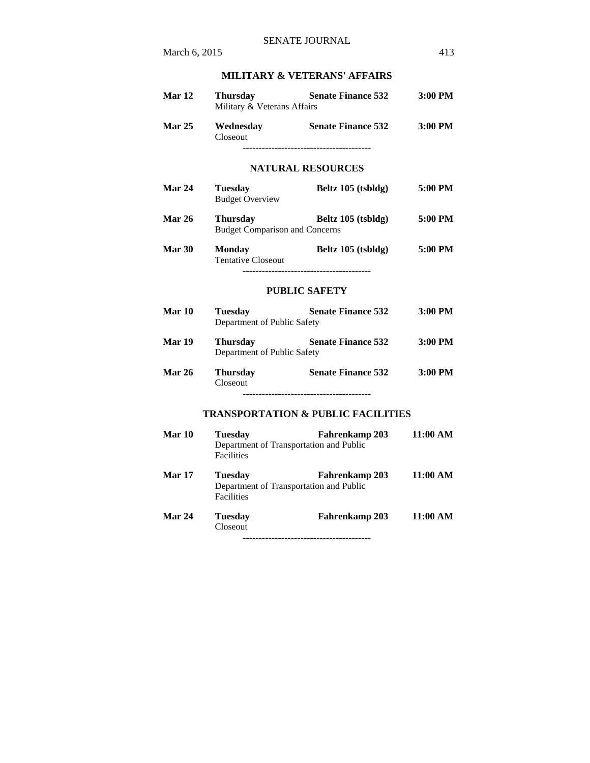## MILITARY & VETERANS' AFFAIRS

| | | | |
|---|---|---|---|
| **Mar 12** | **Thursday** <br> Military & Veterans Affairs | **Senate Finance 532** | **3:00 PM** |
| **Mar 25** | **Wednesday** <br> Closeout | **Senate Finance 532** | **3:00 PM** |

----------------------------------------

## NATURAL RESOURCES

| | | | |
|---|---|---|---|
| **Mar 24** | **Tuesday** <br> Budget Overview | **Beltz 105 (tsbldg)** | **5:00 PM** |
| **Mar 26** | **Thursday** <br> Budget Comparison and Concerns | **Beltz 105 (tsbldg)** | **5:00 PM** |
| **Mar 30** | **Monday** <br> Tentative Closeout | **Beltz 105 (tsbldg)** | **5:00 PM** |

----------------------------------------

## PUBLIC SAFETY

| | | | |
|---|---|---|---|
| **Mar 10** | **Tuesday** <br> Department of Public Safety | **Senate Finance 532** | **3:00 PM** |
| **Mar 19** | **Thursday** <br> Department of Public Safety | **Senate Finance 532** | **3:00 PM** |
| **Mar 26** | **Thursday** <br> Closeout | **Senate Finance 532** | **3:00 PM** |

----------------------------------------

## TRANSPORTATION & PUBLIC FACILITIES

| | | | |
|---|---|---|---|
| **Mar 10** | **Tuesday** <br> Department of Transportation and Public Facilities | **Fahrenkamp 203** | **11:00 AM** |
| **Mar 17** | **Tuesday** <br> Department of Transportation and Public Facilities | **Fahrenkamp 203** | **11:00 AM** |
| **Mar 24** | **Tuesday** <br> Closeout | **Fahrenkamp 203** | **11:00 AM** |

----------------------------------------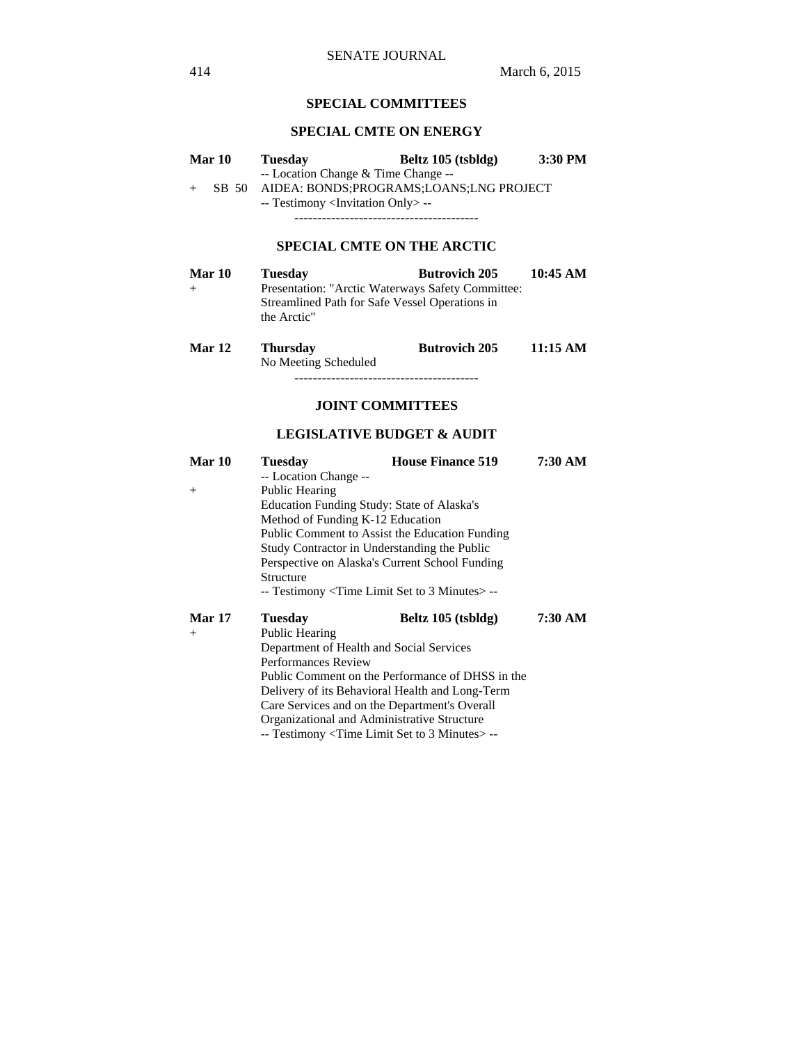## SPECIAL COMMITTEES

### SPECIAL CMTE ON ENERGY

**Mar 10** **Tuesday** **Beltz 105 (tsbldg)** **3:30 PM**
-- Location Change & Time Change --
\+ SB 50 AIDEA: BONDS;PROGRAMS;LOANS;LNG PROJECT
-- Testimony <Invitation Only> --

----------------------------------------

### SPECIAL CMTE ON THE ARCTIC

**Mar 10** **Tuesday** **Butrovich 205** **10:45 AM**
\+ Presentation: "Arctic Waterways Safety Committee: Streamlined Path for Safe Vessel Operations in the Arctic"

**Mar 12** **Thursday** **Butrovich 205** **11:15 AM**
No Meeting Scheduled

----------------------------------------

## JOINT COMMITTEES

### LEGISLATIVE BUDGET & AUDIT

**Mar 10** **Tuesday** **House Finance 519** **7:30 AM**
-- Location Change --
\+ Public Hearing
Education Funding Study: State of Alaska's Method of Funding K-12 Education
Public Comment to Assist the Education Funding Study Contractor in Understanding the Public Perspective on Alaska's Current School Funding Structure
-- Testimony <Time Limit Set to 3 Minutes> --

**Mar 17** **Tuesday** **Beltz 105 (tsbldg)** **7:30 AM**
\+ Public Hearing
Department of Health and Social Services Performances Review
Public Comment on the Performance of DHSS in the Delivery of its Behavioral Health and Long-Term Care Services and on the Department's Overall Organizational and Administrative Structure
-- Testimony <Time Limit Set to 3 Minutes> --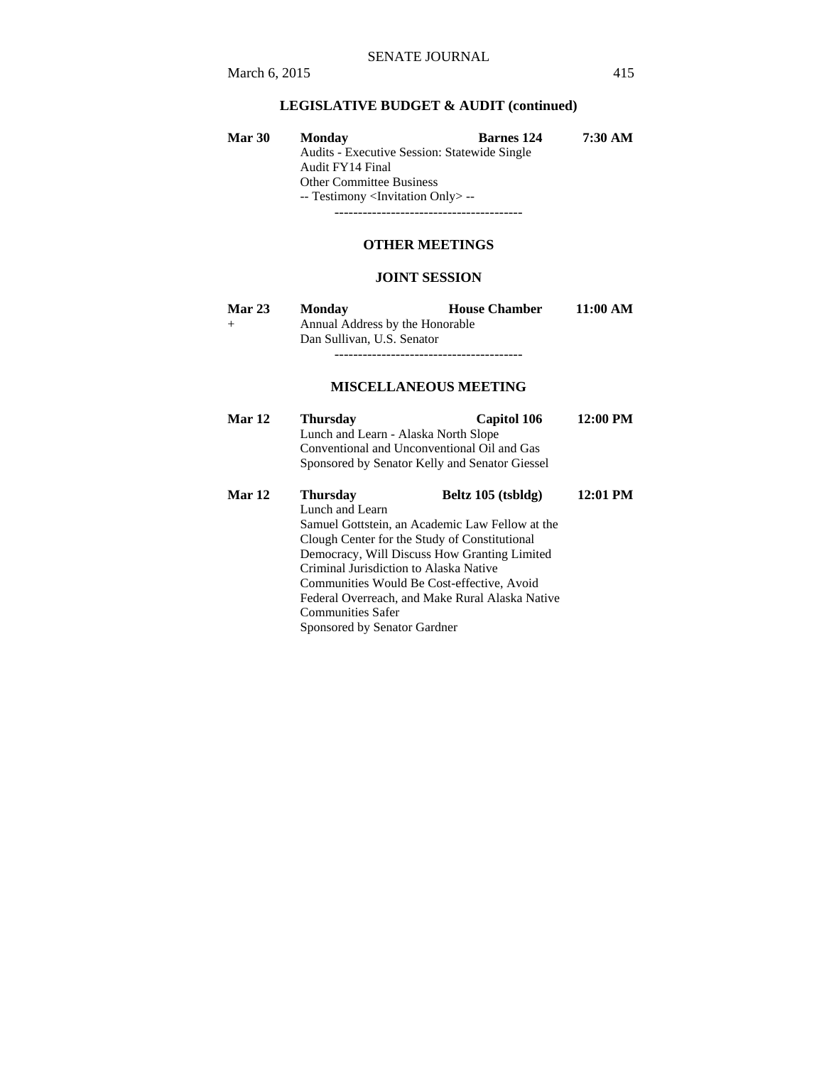## LEGISLATIVE BUDGET & AUDIT (continued)

**Mar 30** **Monday** **Barnes 124** **7:30 AM**
Audits - Executive Session: Statewide Single Audit FY14 Final
Other Committee Business
-- Testimony <Invitation Only> --

----------------------------------------

## OTHER MEETINGS

## JOINT SESSION

**Mar 23** **Monday** **House Chamber** **11:00 AM**
+ Annual Address by the Honorable Dan Sullivan, U.S. Senator

----------------------------------------

## MISCELLANEOUS MEETING

**Mar 12** **Thursday** **Capitol 106** **12:00 PM**
Lunch and Learn - Alaska North Slope Conventional and Unconventional Oil and Gas
Sponsored by Senator Kelly and Senator Giessel

**Mar 12** **Thursday** **Beltz 105 (tsbldg)** **12:01 PM**
Lunch and Learn
Samuel Gottstein, an Academic Law Fellow at the Clough Center for the Study of Constitutional Democracy, Will Discuss How Granting Limited Criminal Jurisdiction to Alaska Native Communities Would Be Cost-effective, Avoid Federal Overreach, and Make Rural Alaska Native Communities Safer
Sponsored by Senator Gardner